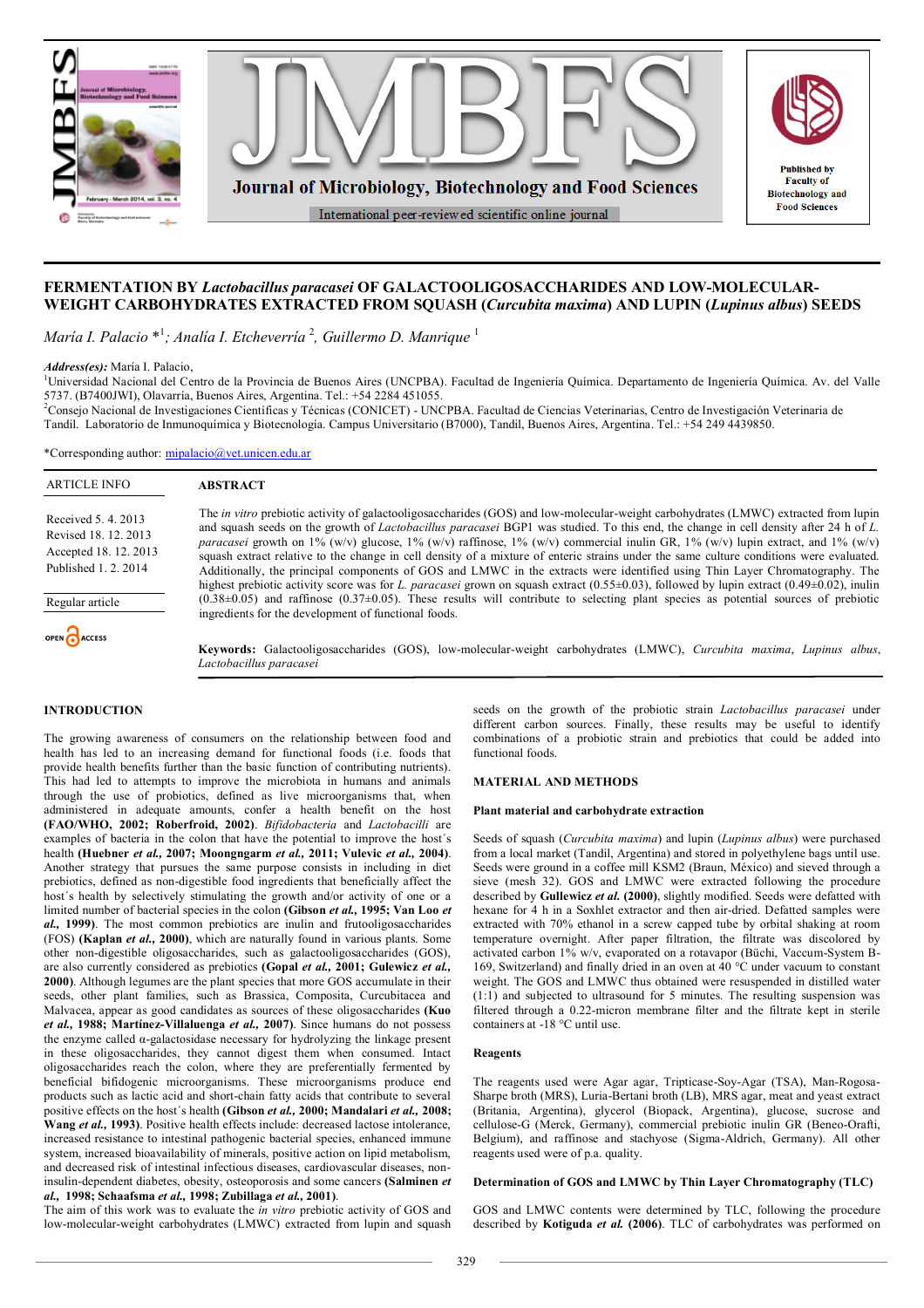# FERMENTATION BY *Lactobacillus paracasei* OF GALACTOOLIGOSACCHARIDES AND LOW-MOLECULAR-WEIGHT CARBOHYDRATES EXTRACTED FROM SQUASH (*Curcubita maxima*) AND LUPIN (*Lupinus albus*) SEEDS

*María I. Palacio* *[1]; *Analía I. Etcheverría* [2], *Guillermo D. Manrique* [1]

***Address(es):*** María I. Palacio,
[1]Universidad Nacional del Centro de la Provincia de Buenos Aires (UNCPBA). Facultad de Ingeniería Química. Departamento de Ingeniería Química. Av. del Valle 5737. (B7400JWI), Olavarría, Buenos Aires, Argentina. Tel.: +54 2284 451055.
[2]Consejo Nacional de Investigaciones Científicas y Técnicas (CONICET) - UNCPBA. Facultad de Ciencias Veterinarias, Centro de Investigación Veterinaria de Tandil. Laboratorio de Inmunoquímica y Biotecnología. Campus Universitario (B7000), Tandil, Buenos Aires, Argentina. Tel.: +54 249 4439850.

*Corresponding author: mipalacio@vet.unicen.edu.ar

**ARTICLE INFO**

Received 5. 4. 2013
Revised 18. 12. 2013
Accepted 18. 12. 2013
Published 1. 2. 2014

Regular article

OPEN ACCESS

## ABSTRACT

The *in vitro* prebiotic activity of galactooligosaccharides (GOS) and low-molecular-weight carbohydrates (LMWC) extracted from lupin and squash seeds on the growth of *Lactobacillus paracasei* BGP1 was studied. To this end, the change in cell density after 24 h of *L. paracasei* growth on 1% (w/v) glucose, 1% (w/v) raffinose, 1% (w/v) commercial inulin GR, 1% (w/v) lupin extract, and 1% (w/v) squash extract relative to the change in cell density of a mixture of enteric strains under the same culture conditions were evaluated. Additionally, the principal components of GOS and LMWC in the extracts were identified using Thin Layer Chromatography. The highest prebiotic activity score was for *L. paracasei* grown on squash extract (0.55±0.03), followed by lupin extract (0.49±0.02), inulin (0.38±0.05) and raffinose (0.37±0.05). These results will contribute to selecting plant species as potential sources of prebiotic ingredients for the development of functional foods.

**Keywords:** Galactooligosaccharides (GOS), low-molecular-weight carbohydrates (LMWC), *Curcubita maxima*, *Lupinus albus*, *Lactobacillus paracasei*

## INTRODUCTION

The growing awareness of consumers on the relationship between food and health has led to an increasing demand for functional foods (i.e. foods that provide health benefits further than the basic function of contributing nutrients). This had led to attempts to improve the microbiota in humans and animals through the use of probiotics, defined as live microorganisms that, when administered in adequate amounts, confer a health benefit on the host **(FAO/WHO, 2002; Roberfroid, 2002)**. *Bifidobacteria* and *Lactobacilli* are examples of bacteria in the colon that have the potential to improve the host´s health **(Huebner *et al.*, 2007; Moongngarm *et al.*, 2011; Vulevic *et al.*, 2004)**. Another strategy that pursues the same purpose consists in including in diet prebiotics, defined as non-digestible food ingredients that beneficially affect the host´s health by selectively stimulating the growth and/or activity of one or a limited number of bacterial species in the colon **(Gibson *et al.*, 1995; Van Loo *et al.*, 1999)**. The most common prebiotics are inulin and frutooligosaccharides (FOS) **(Kaplan *et al.*, 2000)**, which are naturally found in various plants. Some other non-digestible oligosaccharides, such as galactooligosaccharides (GOS), are also currently considered as prebiotics **(Gopal *et al.*, 2001; Gulewicz *et al.*, 2000)**. Although legumes are the plant species that more GOS accumulate in their seeds, other plant families, such as Brassica, Composita, Curcubitacea and Malvacea, appear as good candidates as sources of these oligosaccharides **(Kuo *et al.*, 1988; Martínez-Villaluenga *et al.*, 2007)**. Since humans do not possess the enzyme called α-galactosidase necessary for hydrolyzing the linkage present in these oligosaccharides, they cannot digest them when consumed. Intact oligosaccharides reach the colon, where they are preferentially fermented by beneficial bifidogenic microorganisms. These microorganisms produce end products such as lactic acid and short-chain fatty acids that contribute to several positive effects on the host´s health **(Gibson *et al.*, 2000; Mandalari *et al.*, 2008; Wang *et al.*, 1993)**. Positive health effects include: decreased lactose intolerance, increased resistance to intestinal pathogenic bacterial species, enhanced immune system, increased bioavailability of minerals, positive action on lipid metabolism, and decreased risk of intestinal infectious diseases, cardiovascular diseases, non-insulin-dependent diabetes, obesity, osteoporosis and some cancers **(Salminen *et al.*, 1998; Schaafsma *et al.*, 1998; Zubillaga *et al.*, 2001)**.
The aim of this work was to evaluate the *in vitro* prebiotic activity of GOS and low-molecular-weight carbohydrates (LMWC) extracted from lupin and squash seeds on the growth of the probiotic strain *Lactobacillus paracasei* under different carbon sources. Finally, these results may be useful to identify combinations of a probiotic strain and prebiotics that could be added into functional foods.

## MATERIAL AND METHODS

### Plant material and carbohydrate extraction

Seeds of squash (*Curcubita maxima*) and lupin (*Lupinus albus*) were purchased from a local market (Tandil, Argentina) and stored in polyethylene bags until use. Seeds were ground in a coffee mill KSM2 (Braun, México) and sieved through a sieve (mesh 32). GOS and LMWC were extracted following the procedure described by **Gullewicz *et al.* (2000)**, slightly modified. Seeds were defatted with hexane for 4 h in a Soxhlet extractor and then air-dried. Defatted samples were extracted with 70% ethanol in a screw capped tube by orbital shaking at room temperature overnight. After paper filtration, the filtrate was discolored by activated carbon 1% w/v, evaporated on a rotavapor (Büchi, Vaccum-System B-169, Switzerland) and finally dried in an oven at 40 °C under vacuum to constant weight. The GOS and LMWC thus obtained were resuspended in distilled water (1:1) and subjected to ultrasound for 5 minutes. The resulting suspension was filtered through a 0.22-micron membrane filter and the filtrate kept in sterile containers at -18 °C until use.

### Reagents

The reagents used were Agar agar, Tripticase-Soy-Agar (TSA), Man-Rogosa-Sharpe broth (MRS), Luria-Bertani broth (LB), MRS agar, meat and yeast extract (Britania, Argentina), glycerol (Biopack, Argentina), glucose, sucrose and cellulose-G (Merck, Germany), commercial prebiotic inulin GR (Beneo-Orafti, Belgium), and raffinose and stachyose (Sigma-Aldrich, Germany). All other reagents used were of p.a. quality.

### Determination of GOS and LMWC by Thin Layer Chromatography (TLC)

GOS and LMWC contents were determined by TLC, following the procedure described by **Kotiguda *et al.* (2006)**. TLC of carbohydrates was performed on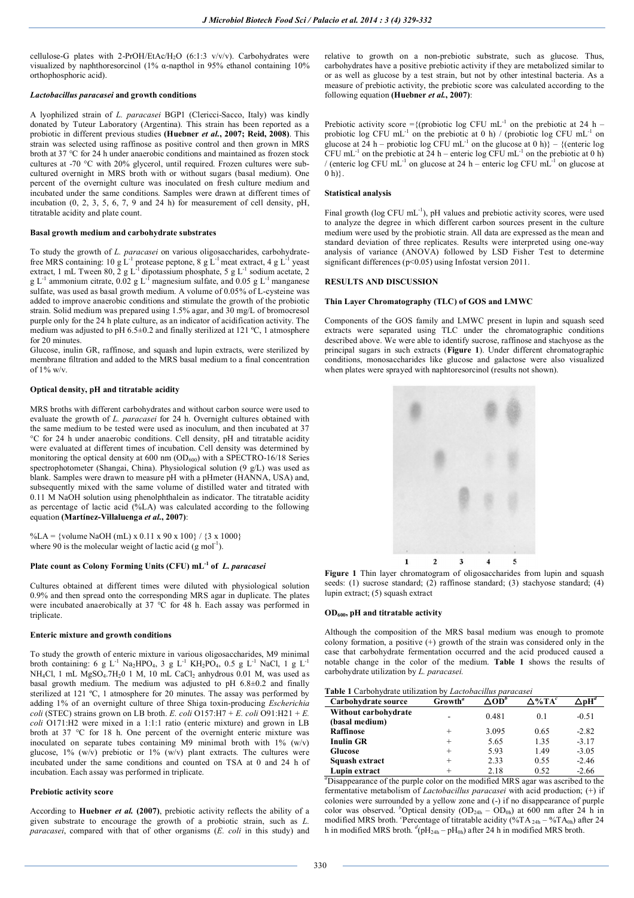cellulose-G plates with 2-PrOH/EtAc/$H_2O$ (6:1:3 v/v/v). Carbohydrates were visualized by naphthoresorcinol (1% α-napthol in 95% ethanol containing 10% orthophosphoric acid).

#### *Lactobacillus paracasei* and growth conditions

A lyophilized strain of *L. paracasei* BGP1 (Clericci-Sacco, Italy) was kindly donated by Tuteur Laboratory (Argentina). This strain has been reported as a probiotic in different previous studies **(Huebner *et al.*, 2007; Reid, 2008)**. This strain was selected using raffinose as positive control and then grown in MRS broth at 37 °C for 24 h under anaerobic conditions and maintained as frozen stock cultures at -70 °C with 20% glycerol, until required. Frozen cultures were sub-cultured overnight in MRS broth with or without sugars (basal medium). One percent of the overnight culture was inoculated on fresh culture medium and incubated under the same conditions. Samples were drawn at different times of incubation (0, 2, 3, 5, 6, 7, 9 and 24 h) for measurement of cell density, pH, titratable acidity and plate count.

#### Basal growth medium and carbohydrate substrates

To study the growth of *L. paracasei* on various oligosaccharides, carbohydrate-free MRS containing: 10 g $L^{-1}$ protease peptone, 8 g $L^{-1}$ meat extract, 4 g $L^{-1}$ yeast extract, 1 mL Tween 80, 2 g $L^{-1}$ dipotassium phosphate, 5 g $L^{-1}$ sodium acetate, 2 g $L^{-1}$ ammonium citrate, 0.02 g $L^{-1}$ magnesium sulfate, and 0.05 g $L^{-1}$ manganese sulfate, was used as basal growth medium. A volume of 0.05% of L-cysteine was added to improve anaerobic conditions and stimulate the growth of the probiotic strain. Solid medium was prepared using 1.5% agar, and 30 mg/L of bromocresol purple only for the 24 h plate culture, as an indicator of acidification activity. The medium was adjusted to pH 6.5±0.2 and finally sterilized at 121 ºC, 1 atmosphere for 20 minutes.

Glucose, inulin GR, raffinose, and squash and lupin extracts, were sterilized by membrane filtration and added to the MRS basal medium to a final concentration of 1% w/v.

#### Optical density, pH and titratable acidity

MRS broths with different carbohydrates and without carbon source were used to evaluate the growth of *L. paracasei* for 24 h. Overnight cultures obtained with the same medium to be tested were used as inoculum, and then incubated at 37 °C for 24 h under anaerobic conditions. Cell density, pH and titratable acidity were evaluated at different times of incubation. Cell density was determined by monitoring the optical density at 600 nm ($OD_{600}$) with a SPECTRO-16/18 Series spectrophotometer (Shangai, China). Physiological solution (9 g/L) was used as blank. Samples were drawn to measure pH with a pHmeter (HANNA, USA) and, subsequently mixed with the same volume of distilled water and titrated with 0.11 M NaOH solution using phenolphthalein as indicator. The titratable acidity as percentage of lactic acid (%LA) was calculated according to the following equation **(Martínez-Villaluenga *et al.*, 2007)**:

$$\%LA = \{\text{volume NaOH (mL)} \times 0.11 \times 90 \times 100\} / \{3 \times 1000\}$$

where 90 is the molecular weight of lactic acid (g $mol^{-1}$).

#### Plate count as Colony Forming Units (CFU) $mL^{-1}$ of *L. paracasei*

Cultures obtained at different times were diluted with physiological solution 0.9% and then spread onto the corresponding MRS agar in duplicate. The plates were incubated anaerobically at 37 °C for 48 h. Each assay was performed in triplicate.

#### Enteric mixture and growth conditions

To study the growth of enteric mixture in various oligosaccharides, M9 minimal broth containing: 6 g $L^{-1}$ $Na_2HPO_4$, 3 g $L^{-1}$ $KH_2PO_4$, 0.5 g $L^{-1}$ NaCl, 1 g $L^{-1}$ $NH_4Cl$, 1 mL $MgSO_4.7H_20$ 1 M, 10 mL $CaCl_2$ anhydrous 0.01 M, was used as basal growth medium. The medium was adjusted to pH 6.8±0.2 and finally sterilized at 121 ºC, 1 atmosphere for 20 minutes. The assay was performed by adding 1% of an overnight culture of three Shiga toxin-producing *Escherichia coli* (STEC) strains grown on LB broth. *E. coli* O157:H7 + *E. coli* O91:H21 + *E. coli* O171:H2 were mixed in a 1:1:1 ratio (enteric mixture) and grown in LB broth at 37 °C for 18 h. One percent of the overnight enteric mixture was inoculated on separate tubes containing M9 minimal broth with 1% (w/v) glucose, 1% (w/v) prebiotic or 1% (w/v) plant extracts. The cultures were incubated under the same conditions and counted on TSA at 0 and 24 h of incubation. Each assay was performed in triplicate.

#### Prebiotic activity score

According to **Huebner *et al.* (2007)**, prebiotic activity reflects the ability of a given substrate to encourage the growth of a probiotic strain, such as *L. paracasei*, compared with that of other organisms (*E. coli* in this study) and relative to growth on a non-prebiotic substrate, such as glucose. Thus, carbohydrates have a positive prebiotic activity if they are metabolized similar to or as well as glucose by a test strain, but not by other intestinal bacteria. As a measure of prebiotic activity, the prebiotic score was calculated according to the following equation **(Huebner *et al.*, 2007)**:

Prebiotic activity score ={(probiotic log CFU $mL^{-1}$ on the prebiotic at 24 h – probiotic log CFU $mL^{-1}$ on the prebiotic at 0 h) / (probiotic log CFU $mL^{-1}$ on glucose at 24 h – probiotic log CFU $mL^{-1}$ on the glucose at 0 h)} – {(enteric log CFU $mL^{-1}$ on the prebiotic at 24 h – enteric log CFU $mL^{-1}$ on the prebiotic at 0 h) / (enteric log CFU $mL^{-1}$ on glucose at 24 h – enteric log CFU $mL^{-1}$ on glucose at 0 h)}.

#### Statistical analysis

Final growth (log CFU $mL^{-1}$), pH values and prebiotic activity scores, were used to analyze the degree in which different carbon sources present in the culture medium were used by the probiotic strain. All data are expressed as the mean and standard deviation of three replicates. Results were interpreted using one-way analysis of variance (ANOVA) followed by LSD Fisher Test to determine significant differences ($p<0.05$) using Infostat version 2011.

### RESULTS AND DISCUSSION

#### Thin Layer Chromatography (TLC) of GOS and LMWC

Components of the GOS family and LMWC present in lupin and squash seed extracts were separated using TLC under the chromatographic conditions described above. We were able to identify sucrose, raffinose and stachyose as the principal sugars in such extracts (**Figure 1**). Under different chromatographic conditions, monosaccharides like glucose and galactose were also visualized when plates were sprayed with naphtoresorcinol (results not shown).

**Figure 1** Thin layer chromatogram of oligosaccharides from lupin and squash seeds: (1) sucrose standard; (2) raffinose standard; (3) stachyose standard; (4) lupin extract; (5) squash extract

#### $OD_{600}$, pH and titratable activity

Although the composition of the MRS basal medium was enough to promote colony formation, a positive (+) growth of the strain was considered only in the case that carbohydrate fermentation occurred and the acid produced caused a notable change in the color of the medium. **Table 1** shows the results of carbohydrate utilization by *L. paracasei.*

**Table 1** Carbohydrate utilization by *Lactobacillus paracasei*

| Carbohydrate source | Growth[a] | △OD[b] | △%TA[c] | △pH[d] |
|---|---|---|---|---|
| Without carbohydrate (basal medium) | - | 0.481 | 0.1 | -0.51 |
| Raffinose | + | 3.095 | 0.65 | -2.82 |
| Inulin GR | + | 5.65 | 1.35 | -3.17 |
| Glucose | + | 5.93 | 1.49 | -3.05 |
| Squash extract | + | 2.33 | 0.55 | -2.46 |
| Lupin extract | + | 2.18 | 0.52 | -2.66 |

[a]Disappearance of the purple color on the modified MRS agar was ascribed to the fermentative metabolism of *Lactobacillus paracasei* with acid production; (+) if colonies were surrounded by a yellow zone and (-) if no disappearance of purple color was observed. [b]Optical density ($OD_{24h}$ – $OD_{0h}$) at 600 nm after 24 h in modified MRS broth. [c]Percentage of titratable acidity ($\%TA_{24h}$ – $\%TA_{0h}$) after 24 h in modified MRS broth. [d]($pH_{24h}$ – $pH_{0h}$) after 24 h in modified MRS broth.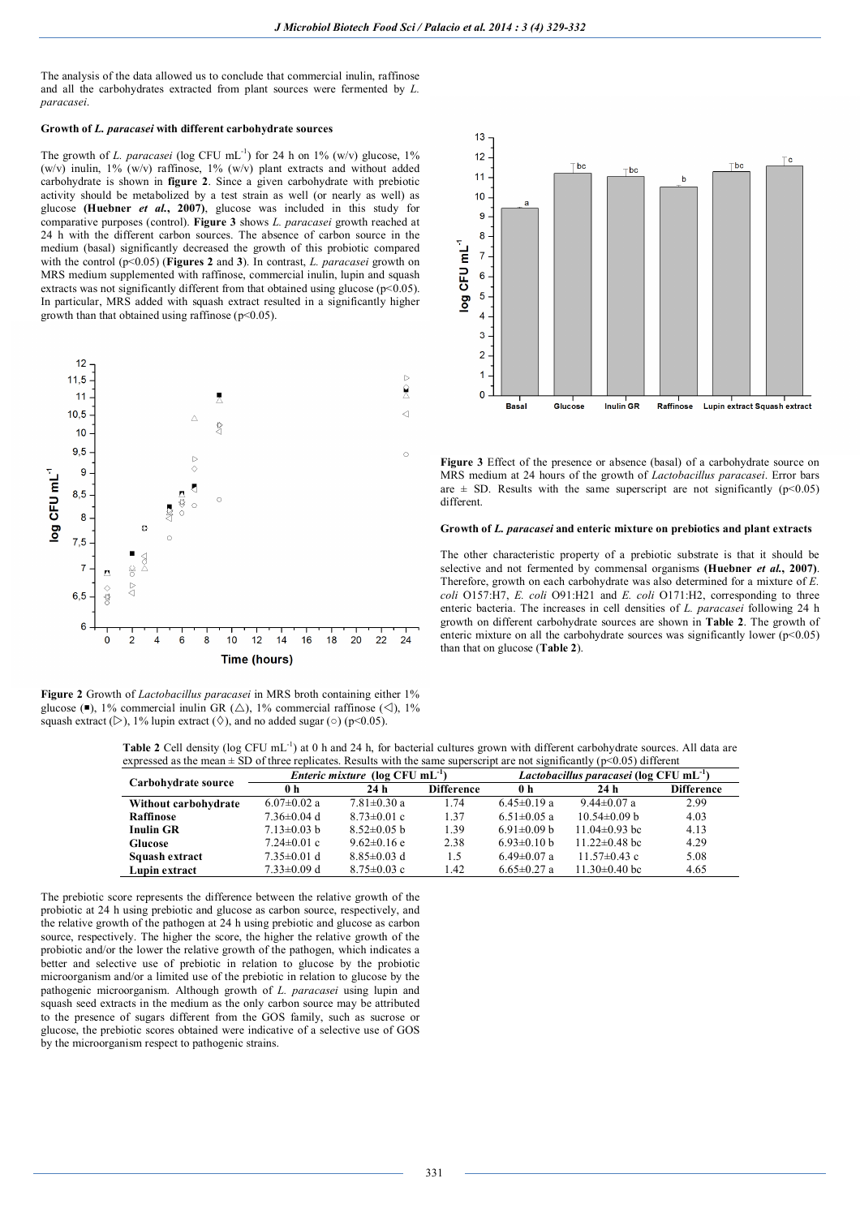The analysis of the data allowed us to conclude that commercial inulin, raffinose and all the carbohydrates extracted from plant sources were fermented by *L. paracasei*.

**Growth of *L. paracasei* with different carbohydrate sources**

The growth of *L. paracasei* (log CFU $mL^{-1}$) for 24 h on 1% (w/v) glucose, 1% (w/v) inulin, 1% (w/v) raffinose, 1% (w/v) plant extracts and without added carbohydrate is shown in **figure 2**. Since a given carbohydrate with prebiotic activity should be metabolized by a test strain as well (or nearly as well) as glucose **(Huebner *et al.*, 2007)**, glucose was included in this study for comparative purposes (control). **Figure 3** shows *L. paracasei* growth reached at 24 h with the different carbon sources. The absence of carbon source in the medium (basal) significantly decreased the growth of this probiotic compared with the control ($p<0.05$) (**Figures 2** and **3**). In contrast, *L. paracasei* growth on MRS medium supplemented with raffinose, commercial inulin, lupin and squash extracts was not significantly different from that obtained using glucose ($p<0.05$). In particular, MRS added with squash extract resulted in a significantly higher growth than that obtained using raffinose ($p<0.05$).

**Figure 2** Growth of *Lactobacillus paracasei* in MRS broth containing either 1% glucose (■), 1% commercial inulin GR (△), 1% commercial raffinose (◁), 1% squash extract (▷), 1% lupin extract (◊), and no added sugar (○) ($p<0.05$).

**Figure 3** Effect of the presence or absence (basal) of a carbohydrate source on MRS medium at 24 hours of the growth of *Lactobacillus paracasei*. Error bars are ± SD. Results with the same superscript are not significantly ($p<0.05$) different.

**Growth of *L. paracasei* and enteric mixture on prebiotics and plant extracts**

The other characteristic property of a prebiotic substrate is that it should be selective and not fermented by commensal organisms **(Huebner *et al.*, 2007)**. Therefore, growth on each carbohydrate was also determined for a mixture of *E. coli* O157:H7, *E. coli* O91:H21 and *E. coli* O171:H2, corresponding to three enteric bacteria. The increases in cell densities of *L. paracasei* following 24 h growth on different carbohydrate sources are shown in **Table 2**. The growth of enteric mixture on all the carbohydrate sources was significantly lower ($p<0.05$) than that on glucose (**Table 2**).

**Table 2** Cell density (log CFU $mL^{-1}$) at 0 h and 24 h, for bacterial cultures grown with different carbohydrate sources. All data are expressed as the mean ± SD of three replicates. Results with the same superscript are not significantly ($p<0.05$) different

| Carbohydrate source | *Enteric mixture* (log CFU $mL^{-1}$) | | | *Lactobacillus paracasei* (log CFU $mL^{-1}$) | | |
|---|---|---|---|---|---|---|
| | 0 h | 24 h | Difference | 0 h | 24 h | Difference |
| **Without carbohydrate** | 6.07±0.02 a | 7.81±0.30 a | 1.74 | 6.45±0.19 a | 9.44±0.07 a | 2.99 |
| **Raffinose** | 7.36±0.04 d | 8.73±0.01 c | 1.37 | 6.51±0.05 a | 10.54±0.09 b | 4.03 |
| **Inulin GR** | 7.13±0.03 b | 8.52±0.05 b | 1.39 | 6.91±0.09 b | 11.04±0.93 bc | 4.13 |
| **Glucose** | 7.24±0.01 c | 9.62±0.16 e | 2.38 | 6.93±0.10 b | 11.22±0.48 bc | 4.29 |
| **Squash extract** | 7.35±0.01 d | 8.85±0.03 d | 1.5 | 6.49±0.07 a | 11.57±0.43 c | 5.08 |
| **Lupin extract** | 7.33±0.09 d | 8.75±0.03 c | 1.42 | 6.65±0.27 a | 11.30±0.40 bc | 4.65 |

The prebiotic score represents the difference between the relative growth of the probiotic at 24 h using prebiotic and glucose as carbon source, respectively, and the relative growth of the pathogen at 24 h using prebiotic and glucose as carbon source, respectively. The higher the score, the higher the relative growth of the probiotic and/or the lower the relative growth of the pathogen, which indicates a better and selective use of prebiotic in relation to glucose by the probiotic microorganism and/or a limited use of the prebiotic in relation to glucose by the pathogenic microorganism. Although growth of *L. paracasei* using lupin and squash seed extracts in the medium as the only carbon source may be attributed to the presence of sugars different from the GOS family, such as sucrose or glucose, the prebiotic scores obtained were indicative of a selective use of GOS by the microorganism respect to pathogenic strains.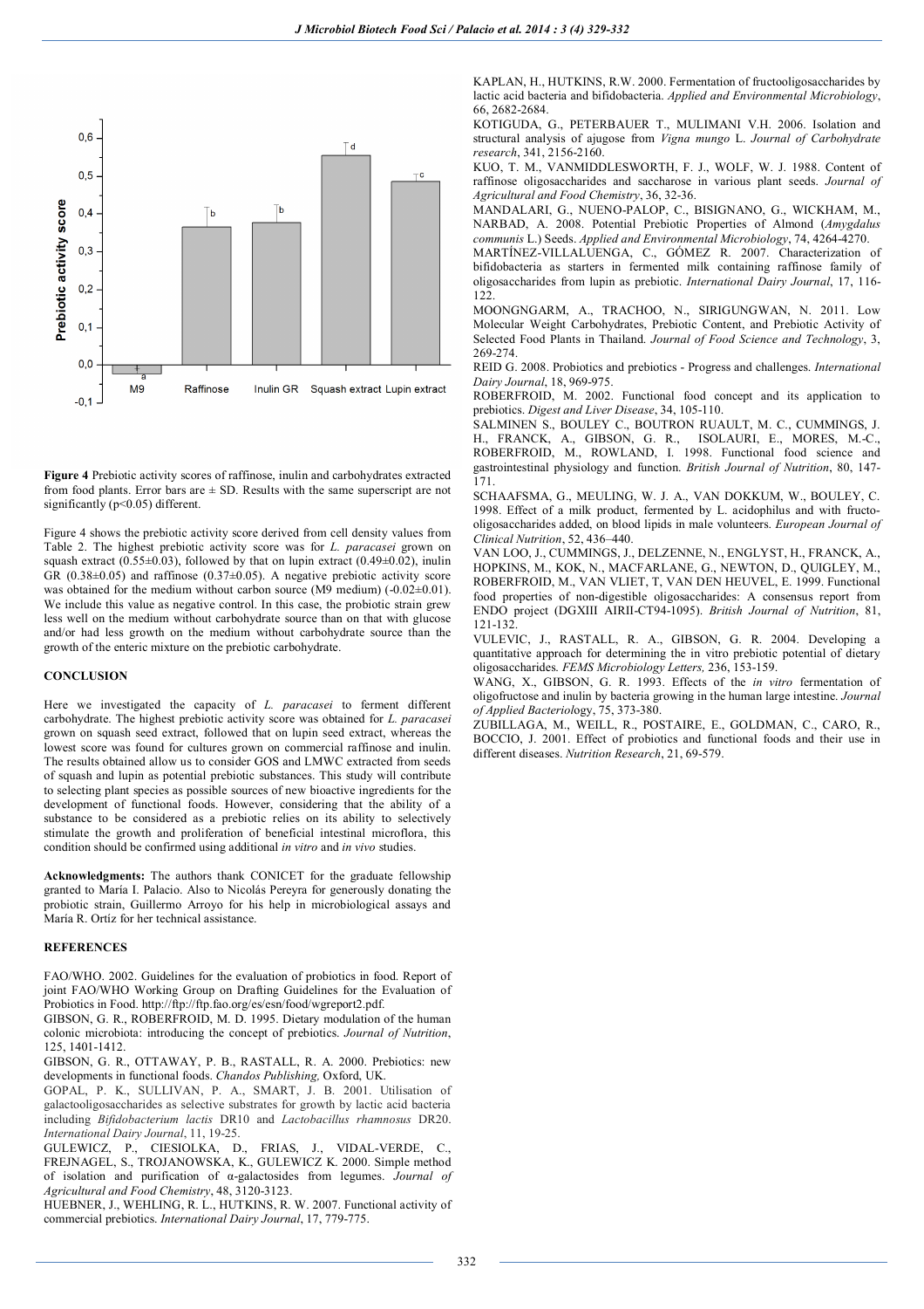Prebiotic activity score

0,6

0,5

0,4

0,3

0,2

0,1

0,0

-0,1

a

b

b

d

c

M9

Raffinose

Inulin GR

Squash extract

Lupin extract

**Figure 4** Prebiotic activity scores of raffinose, inulin and carbohydrates extracted from food plants. Error bars are ± SD. Results with the same superscript are not significantly ($p<0.05$) different.

Figure 4 shows the prebiotic activity score derived from cell density values from Table 2. The highest prebiotic activity score was for *L. paracasei* grown on squash extract (0.55±0.03), followed by that on lupin extract (0.49±0.02), inulin GR (0.38±0.05) and raffinose (0.37±0.05). A negative prebiotic activity score was obtained for the medium without carbon source (M9 medium) (-0.02±0.01). We include this value as negative control. In this case, the probiotic strain grew less well on the medium without carbohydrate source than on that with glucose and/or had less growth on the medium without carbohydrate source than the growth of the enteric mixture on the prebiotic carbohydrate.

## CONCLUSION

Here we investigated the capacity of *L. paracasei* to ferment different carbohydrate. The highest prebiotic activity score was obtained for *L. paracasei* grown on squash seed extract, followed that on lupin seed extract, whereas the lowest score was found for cultures grown on commercial raffinose and inulin. The results obtained allow us to consider GOS and LMWC extracted from seeds of squash and lupin as potential prebiotic substances. This study will contribute to selecting plant species as possible sources of new bioactive ingredients for the development of functional foods. However, considering that the ability of a substance to be considered as a prebiotic relies on its ability to selectively stimulate the growth and proliferation of beneficial intestinal microflora, this condition should be confirmed using additional *in vitro* and *in vivo* studies.

**Acknowledgments:** The authors thank CONICET for the graduate fellowship granted to María I. Palacio. Also to Nicolás Pereyra for generously donating the probiotic strain, Guillermo Arroyo for his help in microbiological assays and María R. Ortíz for her technical assistance.

## REFERENCES

FAO/WHO. 2002. Guidelines for the evaluation of probiotics in food. Report of joint FAO/WHO Working Group on Drafting Guidelines for the Evaluation of Probiotics in Food. http://ftp://ftp.fao.org/es/esn/food/wgreport2.pdf.

GIBSON, G. R., ROBERFROID, M. D. 1995. Dietary modulation of the human colonic microbiota: introducing the concept of prebiotics. *Journal of Nutrition*, 125, 1401-1412.

GIBSON, G. R., OTTAWAY, P. B., RASTALL, R. A. 2000. Prebiotics: new developments in functional foods. *Chandos Publishing,* Oxford, UK.

GOPAL, P. K., SULLIVAN, P. A., SMART, J. B. 2001. Utilisation of galactooligosaccharides as selective substrates for growth by lactic acid bacteria including *Bifidobacterium lactis* DR10 and *Lactobacillus rhamnosus* DR20. *International Dairy Journal*, 11, 19-25.

GULEWICZ, P., CIESIOLKA, D., FRIAS, J., VIDAL-VERDE, C., FREJNAGEL, S., TROJANOWSKA, K., GULEWICZ K. 2000. Simple method of isolation and purification of α-galactosides from legumes. *Journal of Agricultural and Food Chemistry*, 48, 3120-3123.

HUEBNER, J., WEHLING, R. L., HUTKINS, R. W. 2007. Functional activity of commercial prebiotics. *International Dairy Journal*, 17, 779-775.

KAPLAN, H., HUTKINS, R.W. 2000. Fermentation of fructooligosaccharides by lactic acid bacteria and bifidobacteria. *Applied and Environmental Microbiology*, 66, 2682-2684.

KOTIGUDA, G., PETERBAUER T., MULIMANI V.H. 2006. Isolation and structural analysis of ajugose from *Vigna mungo* L. *Journal of Carbohydrate research*, 341, 2156-2160.

KUO, T. M., VANMIDDLESWORTH, F. J., WOLF, W. J. 1988. Content of raffinose oligosaccharides and saccharose in various plant seeds. *Journal of Agricultural and Food Chemistry*, 36, 32-36.

MANDALARI, G., NUENO-PALOP, C., BISIGNANO, G., WICKHAM, M., NARBAD, A. 2008. Potential Prebiotic Properties of Almond (*Amygdalus communis* L.) Seeds. *Applied and Environmental Microbiology*, 74, 4264-4270.

MARTÍNEZ-VILLALUENGA, C., GÓMEZ R. 2007. Characterization of bifidobacteria as starters in fermented milk containing raffinose family of oligosaccharides from lupin as prebiotic. *International Dairy Journal*, 17, 116-122.

MOONGNGARM, A., TRACHOO, N., SIRIGUNGWAN, N. 2011. Low Molecular Weight Carbohydrates, Prebiotic Content, and Prebiotic Activity of Selected Food Plants in Thailand. *Journal of Food Science and Technology*, 3, 269-274.

REID G. 2008. Probiotics and prebiotics - Progress and challenges. *International Dairy Journal*, 18, 969-975.

ROBERFROID, M. 2002. Functional food concept and its application to prebiotics. *Digest and Liver Disease*, 34, 105-110.

SALMINEN S., BOULEY C., BOUTRON RUAULT, M. C., CUMMINGS, J. H., FRANCK, A., GIBSON, G. R., ISOLAURI, E., MORES, M.-C., ROBERFROID, M., ROWLAND, I. 1998. Functional food science and gastrointestinal physiology and function. *British Journal of Nutrition*, 80, 147-171.

SCHAAFSMA, G., MEULING, W. J. A., VAN DOKKUM, W., BOULEY, C. 1998. Effect of a milk product, fermented by L. acidophilus and with fructo-oligosaccharides added, on blood lipids in male volunteers. *European Journal of Clinical Nutrition*, 52, 436–440.

VAN LOO, J., CUMMINGS, J., DELZENNE, N., ENGLYST, H., FRANCK, A., HOPKINS, M., KOK, N., MACFARLANE, G., NEWTON, D., QUIGLEY, M., ROBERFROID, M., VAN VLIET, T, VAN DEN HEUVEL, E. 1999. Functional food properties of non-digestible oligosaccharides: A consensus report from ENDO project (DGXIII AIRII-CT94-1095). *British Journal of Nutrition*, 81, 121-132.

VULEVIC, J., RASTALL, R. A., GIBSON, G. R. 2004. Developing a quantitative approach for determining the in vitro prebiotic potential of dietary oligosaccharides. *FEMS Microbiology Letters,* 236, 153-159.

WANG, X., GIBSON, G. R. 1993. Effects of the *in vitro* fermentation of oligofructose and inulin by bacteria growing in the human large intestine. *Journal of Applied Bacteriology*, 75, 373-380.

ZUBILLAGA, M., WEILL, R., POSTAIRE, E., GOLDMAN, C., CARO, R., BOCCIO, J. 2001. Effect of probiotics and functional foods and their use in different diseases. *Nutrition Research*, 21, 69-579.